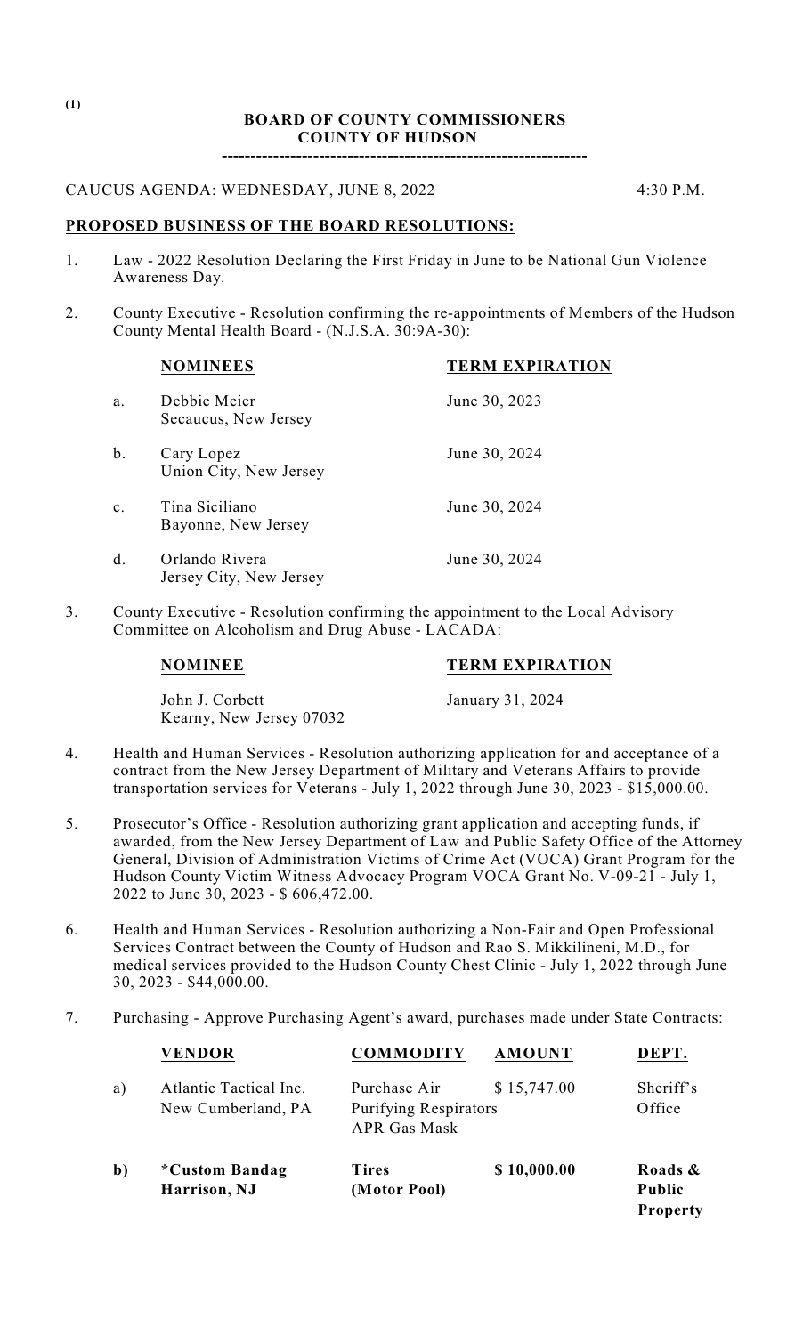(1)

**BOARD OF COUNTY COMMISSIONERS**
**COUNTY OF HUDSON**

---------------------------------------------------------------

CAUCUS AGENDA: WEDNESDAY, JUNE 8, 2022 4:30 P.M.

**PROPOSED BUSINESS OF THE BOARD RESOLUTIONS:**

1. Law - 2022 Resolution Declaring the First Friday in June to be National Gun Violence Awareness Day.

2. County Executive - Resolution confirming the re-appointments of Members of the Hudson County Mental Health Board - (N.J.S.A. 30:9A-30):

| | **NOMINEES** | **TERM EXPIRATION** |
|---|---|---|
| a. | Debbie Meier<br>Secaucus, New Jersey | June 30, 2023 |
| b. | Cary Lopez<br>Union City, New Jersey | June 30, 2024 |
| c. | Tina Siciliano<br>Bayonne, New Jersey | June 30, 2024 |
| d. | Orlando Rivera<br>Jersey City, New Jersey | June 30, 2024 |

3. County Executive - Resolution confirming the appointment to the Local Advisory Committee on Alcoholism and Drug Abuse - LACADA:

| **NOMINEE** | **TERM EXPIRATION** |
|---|---|
| John J. Corbett<br>Kearny, New Jersey 07032 | January 31, 2024 |

4. Health and Human Services - Resolution authorizing application for and acceptance of a contract from the New Jersey Department of Military and Veterans Affairs to provide transportation services for Veterans - July 1, 2022 through June 30, 2023 - $15,000.00.

5. Prosecutor's Office - Resolution authorizing grant application and accepting funds, if awarded, from the New Jersey Department of Law and Public Safety Office of the Attorney General, Division of Administration Victims of Crime Act (VOCA) Grant Program for the Hudson County Victim Witness Advocacy Program VOCA Grant No. V-09-21 - July 1, 2022 to June 30, 2023 - $ 606,472.00.

6. Health and Human Services - Resolution authorizing a Non-Fair and Open Professional Services Contract between the County of Hudson and Rao S. Mikkilineni, M.D., for medical services provided to the Hudson County Chest Clinic - July 1, 2022 through June 30, 2023 - $44,000.00.

7. Purchasing - Approve Purchasing Agent's award, purchases made under State Contracts:

| | **VENDOR** | **COMMODITY** | **AMOUNT** | **DEPT.** |
|---|---|---|---|---|
| a) | Atlantic Tactical Inc.<br>New Cumberland, PA | Purchase Air<br>Purifying Respirators<br>APR Gas Mask | $ 15,747.00 | Sheriff's<br>Office |
| **b)** | ***Custom Bandag**<br>**Harrison, NJ** | **Tires**<br>**(Motor Pool)** | **$ 10,000.00** | **Roads &**<br>**Public**<br>**Property** |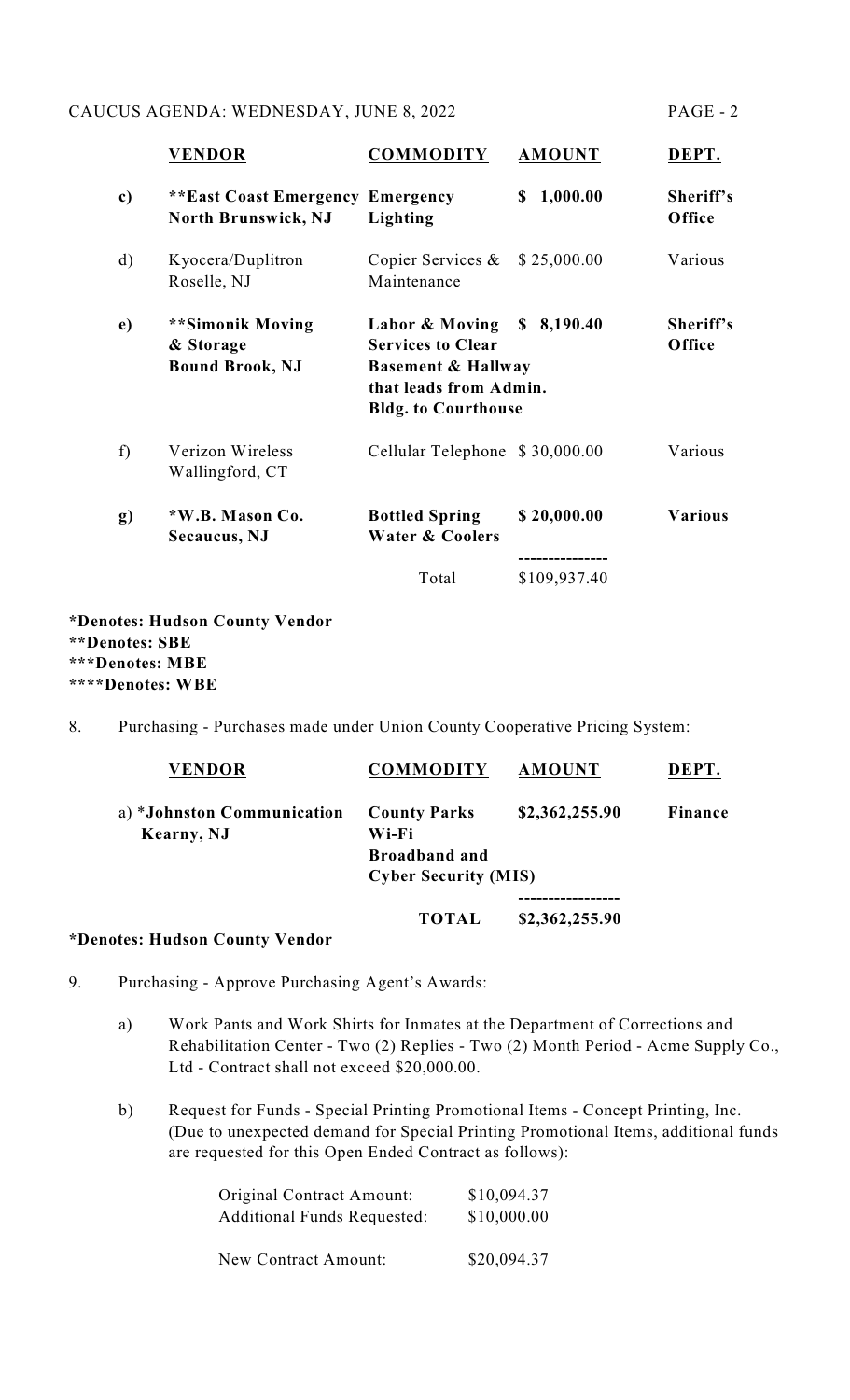| | VENDOR | COMMODITY | AMOUNT | DEPT. |
|---|---|---|---|---|
| **c)** | **\*\*East Coast Emergency North Brunswick, NJ** | **Emergency Lighting** | **$ 1,000.00** | **Sheriff's Office** |
| d) | Kyocera/Duplitron Roselle, NJ | Copier Services & Maintenance | $ 25,000.00 | Various |
| **e)** | **\*\*Simonik Moving & Storage Bound Brook, NJ** | **Labor & Moving Services to Clear Basement & Hallway that leads from Admin. Bldg. to Courthouse** | **$ 8,190.40** | **Sheriff's Office** |
| f) | Verizon Wireless Wallingford, CT | Cellular Telephone | $ 30,000.00 | Various |
| **g)** | **\*W.B. Mason Co. Secaucus, NJ** | **Bottled Spring Water & Coolers** | **$ 20,000.00** | **Various** |
| | | Total | $109,937.40 | |

**\*Denotes: Hudson County Vendor**
**\*\*Denotes: SBE**
**\*\*\*Denotes: MBE**
**\*\*\*\*Denotes: WBE**

8. Purchasing - Purchases made under Union County Cooperative Pricing System:

| VENDOR | COMMODITY | AMOUNT | DEPT. |
|---|---|---|---|
| a) **\*Johnston Communication Kearny, NJ** | **County Parks Wi-Fi Broadband and Cyber Security (MIS)** | **$2,362,255.90** | **Finance** |
| | **TOTAL** | **$2,362,255.90** | |

**\*Denotes: Hudson County Vendor**

9. Purchasing - Approve Purchasing Agent's Awards:

   a) Work Pants and Work Shirts for Inmates at the Department of Corrections and Rehabilitation Center - Two (2) Replies - Two (2) Month Period - Acme Supply Co., Ltd - Contract shall not exceed $20,000.00.

   b) Request for Funds - Special Printing Promotional Items - Concept Printing, Inc. (Due to unexpected demand for Special Printing Promotional Items, additional funds are requested for this Open Ended Contract as follows):

| | |
|---|---|
| Original Contract Amount: | $10,094.37 |
| Additional Funds Requested: | $10,000.00 |
| New Contract Amount: | $20,094.37 |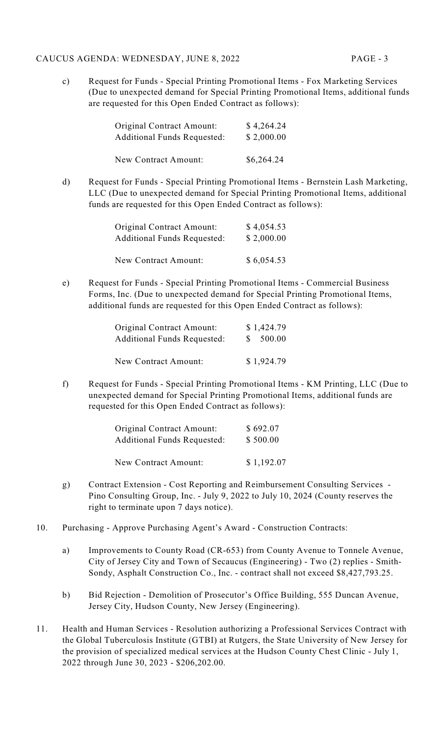c) Request for Funds - Special Printing Promotional Items - Fox Marketing Services (Due to unexpected demand for Special Printing Promotional Items, additional funds are requested for this Open Ended Contract as follows):

| | |
|---|---|
| Original Contract Amount: | $ 4,264.24 |
| Additional Funds Requested: | $ 2,000.00 |
| New Contract Amount: | $6,264.24 |

d) Request for Funds - Special Printing Promotional Items - Bernstein Lash Marketing, LLC (Due to unexpected demand for Special Printing Promotional Items, additional funds are requested for this Open Ended Contract as follows):

| | |
|---|---|
| Original Contract Amount: | $ 4,054.53 |
| Additional Funds Requested: | $ 2,000.00 |
| New Contract Amount: | $ 6,054.53 |

e) Request for Funds - Special Printing Promotional Items - Commercial Business Forms, Inc. (Due to unexpected demand for Special Printing Promotional Items, additional funds are requested for this Open Ended Contract as follows):

| | |
|---|---|
| Original Contract Amount: | $ 1,424.79 |
| Additional Funds Requested: | $ 500.00 |
| New Contract Amount: | $ 1,924.79 |

f) Request for Funds - Special Printing Promotional Items - KM Printing, LLC (Due to unexpected demand for Special Printing Promotional Items, additional funds are requested for this Open Ended Contract as follows):

| | |
|---|---|
| Original Contract Amount: | $ 692.07 |
| Additional Funds Requested: | $ 500.00 |
| New Contract Amount: | $ 1,192.07 |

g) Contract Extension - Cost Reporting and Reimbursement Consulting Services - Pino Consulting Group, Inc. - July 9, 2022 to July 10, 2024 (County reserves the right to terminate upon 7 days notice).

10. Purchasing - Approve Purchasing Agent's Award - Construction Contracts:

a) Improvements to County Road (CR-653) from County Avenue to Tonnele Avenue, City of Jersey City and Town of Secaucus (Engineering) - Two (2) replies - Smith-Sondy, Asphalt Construction Co., Inc. - contract shall not exceed $8,427,793.25.

b) Bid Rejection - Demolition of Prosecutor's Office Building, 555 Duncan Avenue, Jersey City, Hudson County, New Jersey (Engineering).

11. Health and Human Services - Resolution authorizing a Professional Services Contract with the Global Tuberculosis Institute (GTBI) at Rutgers, the State University of New Jersey for the provision of specialized medical services at the Hudson County Chest Clinic - July 1, 2022 through June 30, 2023 - $206,202.00.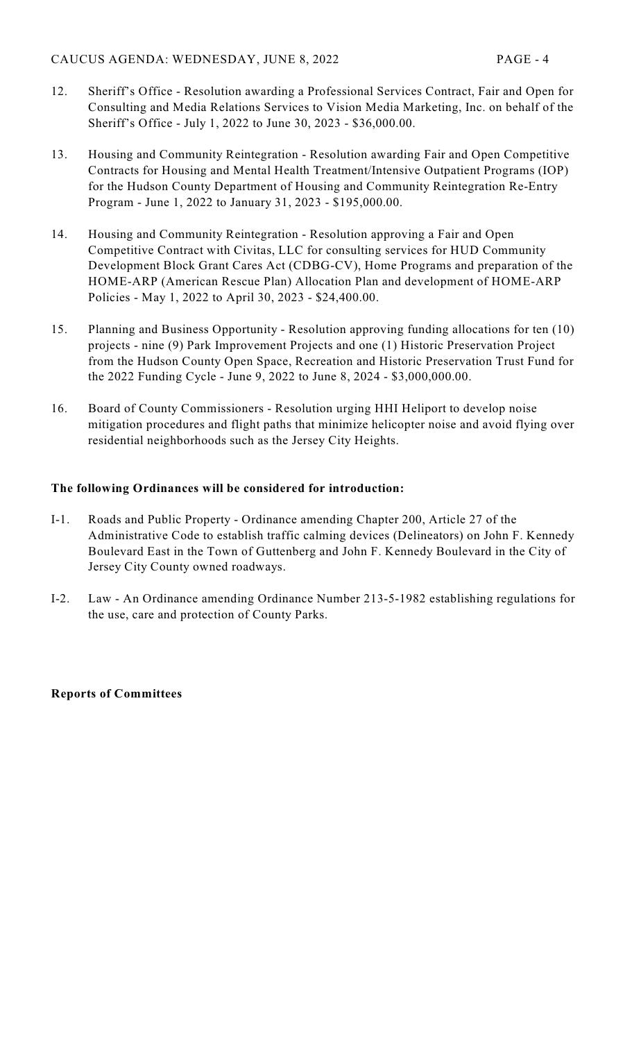12. Sheriff's Office - Resolution awarding a Professional Services Contract, Fair and Open for Consulting and Media Relations Services to Vision Media Marketing, Inc. on behalf of the Sheriff's Office - July 1, 2022 to June 30, 2023 - $36,000.00.

13. Housing and Community Reintegration - Resolution awarding Fair and Open Competitive Contracts for Housing and Mental Health Treatment/Intensive Outpatient Programs (IOP) for the Hudson County Department of Housing and Community Reintegration Re-Entry Program - June 1, 2022 to January 31, 2023 - $195,000.00.

14. Housing and Community Reintegration - Resolution approving a Fair and Open Competitive Contract with Civitas, LLC for consulting services for HUD Community Development Block Grant Cares Act (CDBG-CV), Home Programs and preparation of the HOME-ARP (American Rescue Plan) Allocation Plan and development of HOME-ARP Policies - May 1, 2022 to April 30, 2023 - $24,400.00.

15. Planning and Business Opportunity - Resolution approving funding allocations for ten (10) projects - nine (9) Park Improvement Projects and one (1) Historic Preservation Project from the Hudson County Open Space, Recreation and Historic Preservation Trust Fund for the 2022 Funding Cycle - June 9, 2022 to June 8, 2024 - $3,000,000.00.

16. Board of County Commissioners - Resolution urging HHI Heliport to develop noise mitigation procedures and flight paths that minimize helicopter noise and avoid flying over residential neighborhoods such as the Jersey City Heights.

**The following Ordinances will be considered for introduction:**

I-1. Roads and Public Property - Ordinance amending Chapter 200, Article 27 of the Administrative Code to establish traffic calming devices (Delineators) on John F. Kennedy Boulevard East in the Town of Guttenberg and John F. Kennedy Boulevard in the City of Jersey City County owned roadways.

I-2. Law - An Ordinance amending Ordinance Number 213-5-1982 establishing regulations for the use, care and protection of County Parks.

**Reports of Committees**